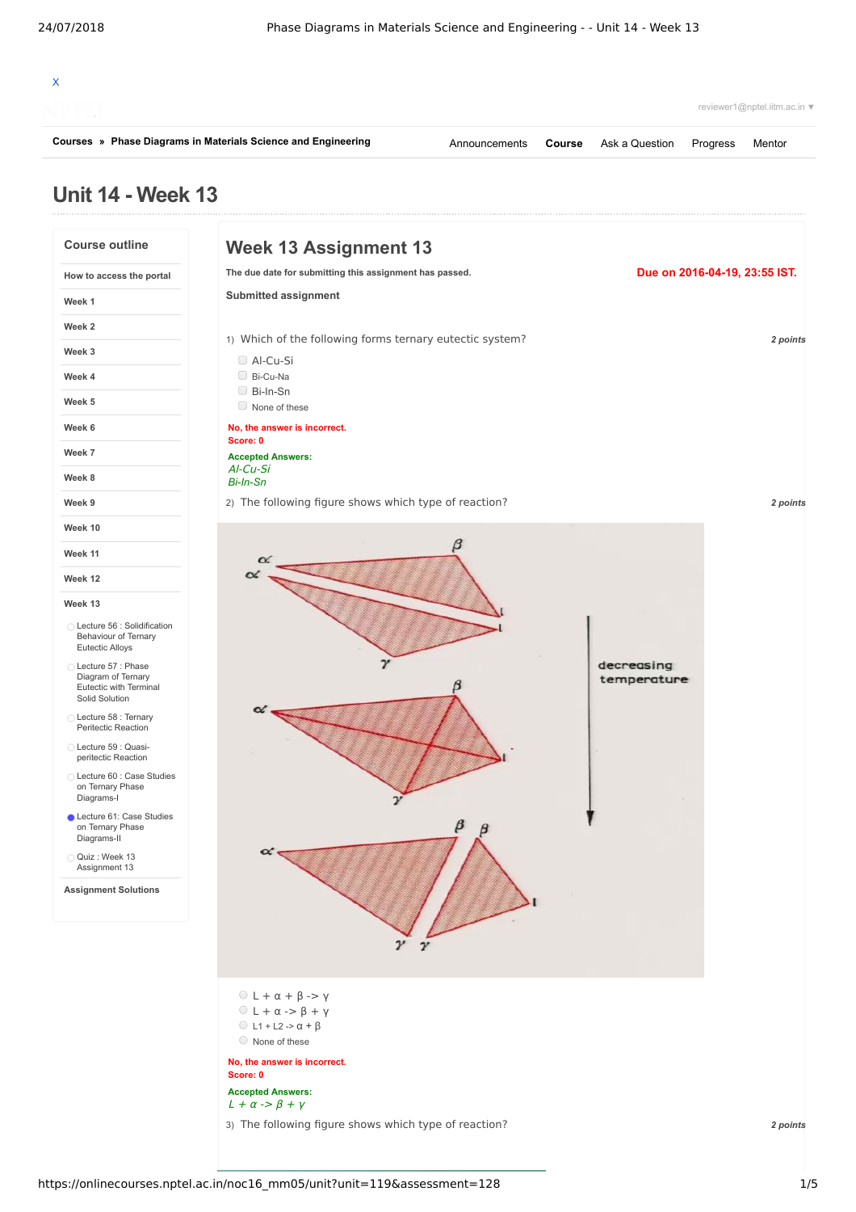X

reviewer1@nptel.iitm.ac.in ▼

Courses » Phase Diagrams in Materials Science and Engineering

Announcements | **Course** | Ask a Question | Progress | Mentor

# Unit 14 - Week 13

## Course outline

- How to access the portal
- Week 1
- Week 2
- Week 3
- Week 4
- Week 5
- Week 6
- Week 7
- Week 8
- Week 9
- Week 10
- Week 11
- Week 12
- Week 13
  - Lecture 56 : Solidification Behaviour of Ternary Eutectic Alloys
  - Lecture 57 : Phase Diagram of Ternary Eutectic with Terminal Solid Solution
  - Lecture 58 : Ternary Peritectic Reaction
  - Lecture 59 : Quasi-peritectic Reaction
  - Lecture 60 : Case Studies on Ternary Phase Diagrams-I
  - Lecture 61: Case Studies on Ternary Phase Diagrams-II
  - Quiz : Week 13 Assignment 13
- Assignment Solutions

## Week 13 Assignment 13

**The due date for submitting this assignment has passed.**

**Due on 2016-04-19, 23:55 IST.**

**Submitted assignment**

1) Which of the following forms ternary eutectic system? *2 points*

- Al-Cu-Si
- Bi-Cu-Na
- Bi-In-Sn
- None of these

**No, the answer is incorrect.**
**Score: 0**

**Accepted Answers:**
*Al-Cu-Si*
*Bi-In-Sn*

2) The following figure shows which type of reaction? *2 points*

- L + α + β -> γ
- L + α -> β + γ
- L1 + L2 -> α + β
- None of these

**No, the answer is incorrect.**
**Score: 0**

**Accepted Answers:**
*L + α -> β + γ*

3) The following figure shows which type of reaction? *2 points*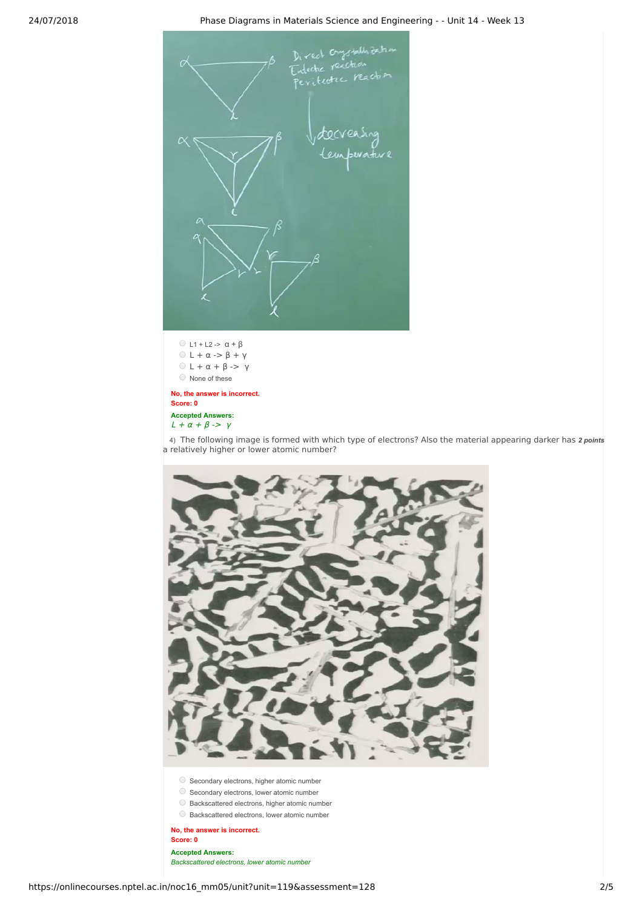- L1 + L2 -> α + β
- L + α -> β + γ
- L + α + β -> γ
- None of these

**No, the answer is incorrect.**
**Score: 0**

**Accepted Answers:**
*L + α + β -> γ*

4) The following image is formed with which type of electrons? Also the material appearing darker has a relatively higher or lower atomic number? ***2 points***

- Secondary electrons, higher atomic number
- Secondary electrons, lower atomic number
- Backscattered electrons, higher atomic number
- Backscattered electrons, lower atomic number

**No, the answer is incorrect.**
**Score: 0**

**Accepted Answers:**
*Backscattered electrons, lower atomic number*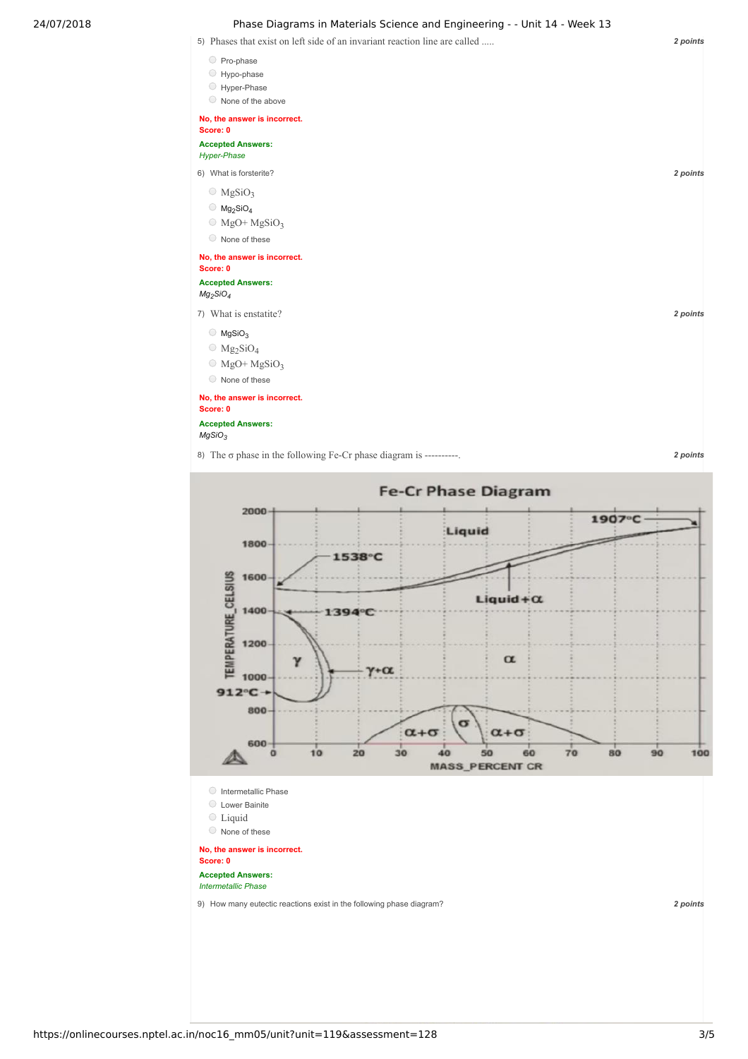5) Phases that exist on left side of an invariant reaction line are called ..... **2 points**

- Pro-phase
- Hypo-phase
- Hyper-Phase
- None of the above

**No, the answer is incorrect.**
**Score: 0**

**Accepted Answers:**
*Hyper-Phase*

6) What is forsterite? **2 points**

- $MgSiO_3$
- $Mg_2SiO_4$
- $MgO + MgSiO_3$
- None of these

**No, the answer is incorrect.**
**Score: 0**

**Accepted Answers:**
*$Mg_2SiO_4$*

7) What is enstatite? **2 points**

- $MgSiO_3$
- $Mg_2SiO_4$
- $MgO + MgSiO_3$
- None of these

**No, the answer is incorrect.**
**Score: 0**

**Accepted Answers:**
*$MgSiO_3$*

8) The σ phase in the following Fe-Cr phase diagram is ----------. **2 points**

- Intermetallic Phase
- Lower Bainite
- Liquid
- None of these

**No, the answer is incorrect.**
**Score: 0**

**Accepted Answers:**
*Intermetallic Phase*

9) How many eutectic reactions exist in the following phase diagram? **2 points**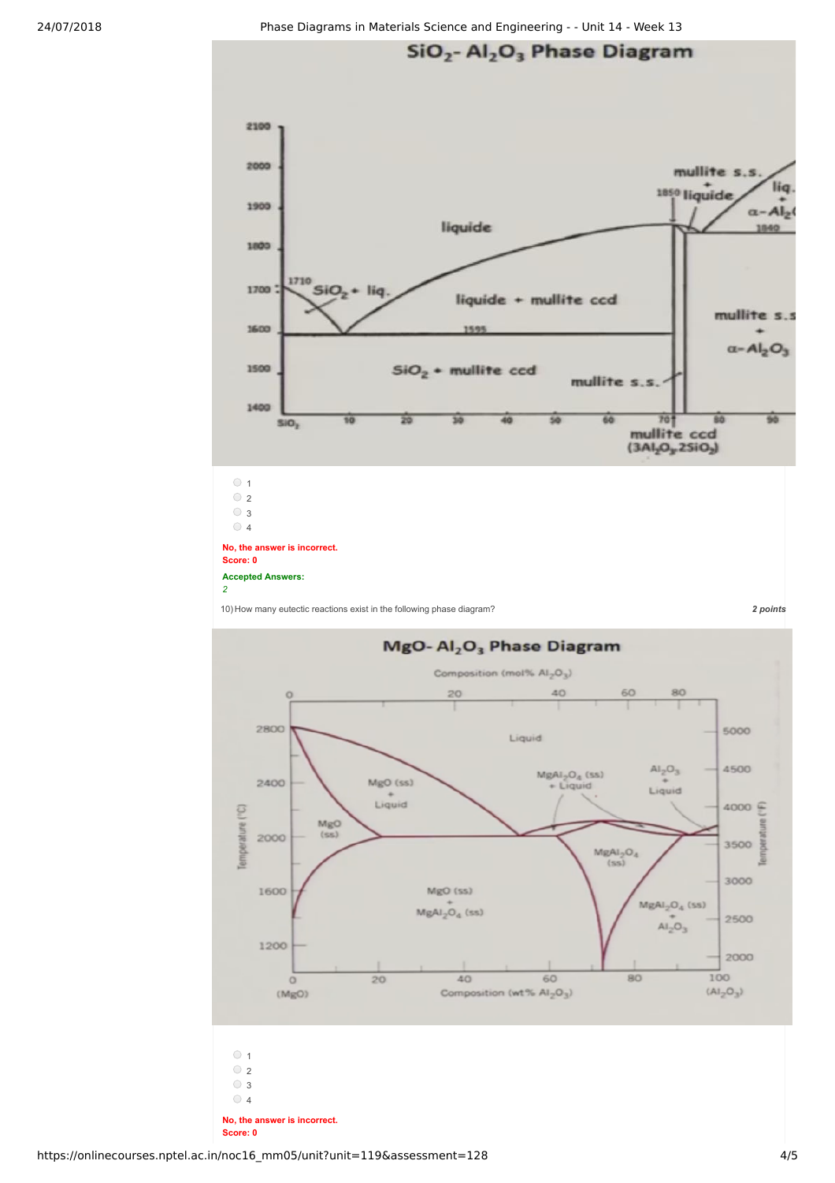## $SiO_2$- $Al_2O_3$ Phase Diagram

- 1
- 2
- 3
- 4

**No, the answer is incorrect.**
**Score: 0**

**Accepted Answers:**
*2*

10) How many eutectic reactions exist in the following phase diagram? **2 points**

## MgO- $Al_2O_3$ Phase Diagram

- 1
- 2
- 3
- 4

**No, the answer is incorrect.**
**Score: 0**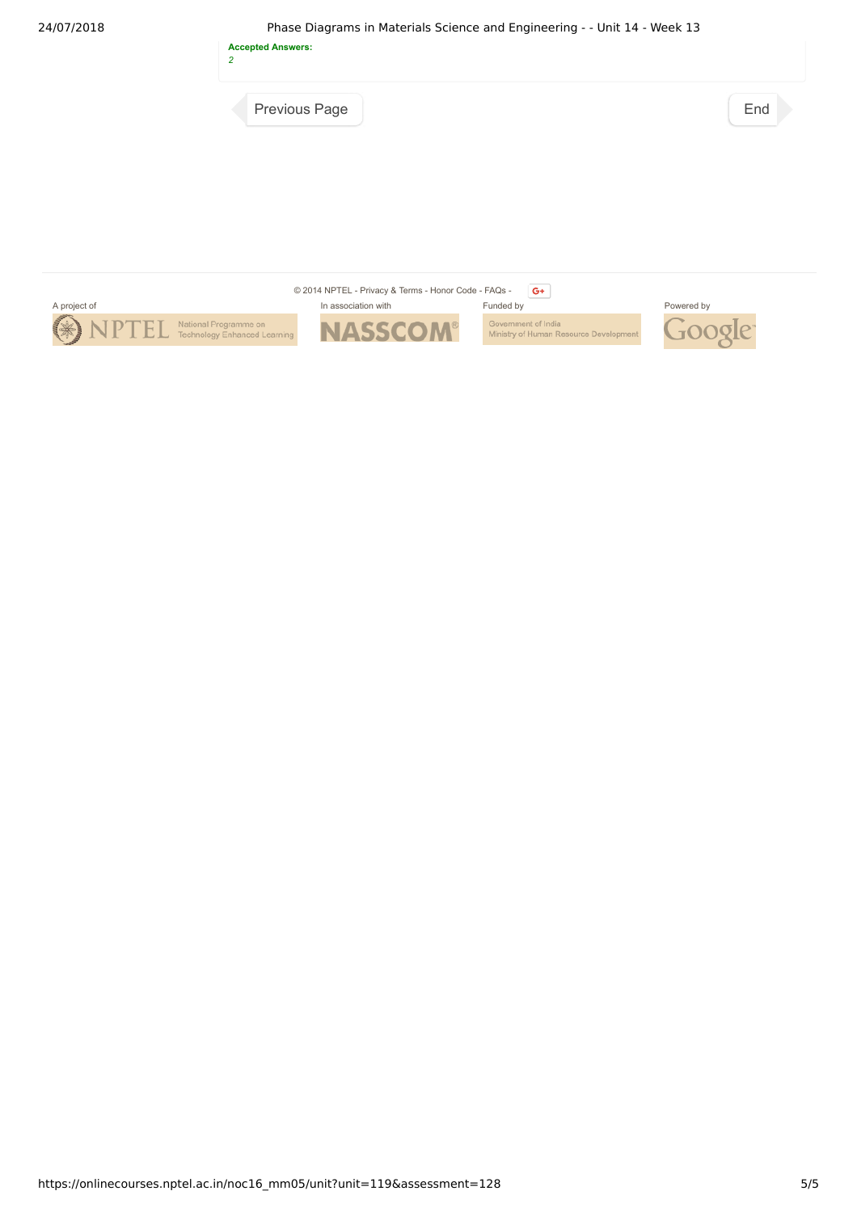**Accepted Answers:**
*2*

Previous Page

End

© 2014 NPTEL - Privacy & Terms - Honor Code - FAQs -

A project of

NPTEL National Programme on Technology Enhanced Learning

In association with

NASSCOM

Funded by

Government of India Ministry of Human Resource Development

Powered by

Google